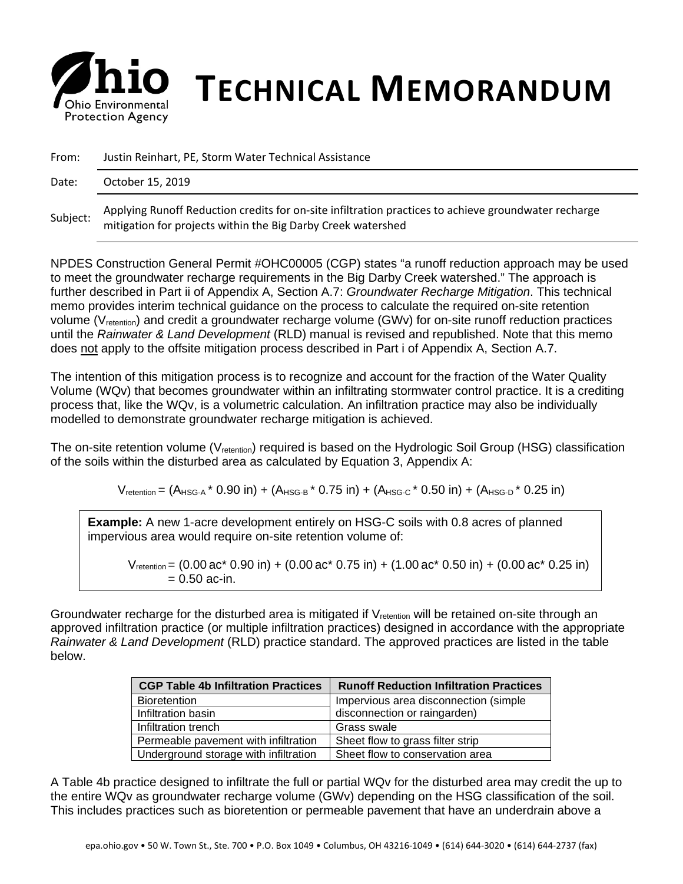# TECHNICAL MEMORANDUM

Ohio Environmental Protection Agency

| | |
|---|---|
| From: | Justin Reinhart, PE, Storm Water Technical Assistance |
| Date: | October 15, 2019 |
| Subject: | Applying Runoff Reduction credits for on-site infiltration practices to achieve groundwater recharge mitigation for projects within the Big Darby Creek watershed |

NPDES Construction General Permit #OHC00005 (CGP) states "a runoff reduction approach may be used to meet the groundwater recharge requirements in the Big Darby Creek watershed." The approach is further described in Part ii of Appendix A, Section A.7: *Groundwater Recharge Mitigation*. This technical memo provides interim technical guidance on the process to calculate the required on-site retention volume ($V_{retention}$) and credit a groundwater recharge volume (GWv) for on-site runoff reduction practices until the *Rainwater & Land Development* (RLD) manual is revised and republished. Note that this memo does not apply to the offsite mitigation process described in Part i of Appendix A, Section A.7.

The intention of this mitigation process is to recognize and account for the fraction of the Water Quality Volume (WQv) that becomes groundwater within an infiltrating stormwater control practice. It is a crediting process that, like the WQv, is a volumetric calculation. An infiltration practice may also be individually modelled to demonstrate groundwater recharge mitigation is achieved.

The on-site retention volume ($V_{retention}$) required is based on the Hydrologic Soil Group (HSG) classification of the soils within the disturbed area as calculated by Equation 3, Appendix A:

$$V_{retention} = (A_{HSG\text{-}A} * 0.90 \text{ in}) + (A_{HSG\text{-}B} * 0.75 \text{ in}) + (A_{HSG\text{-}C} * 0.50 \text{ in}) + (A_{HSG\text{-}D} * 0.25 \text{ in})$$

> **Example:** A new 1-acre development entirely on HSG-C soils with 0.8 acres of planned impervious area would require on-site retention volume of:
>
> $$V_{retention} = (0.00 \text{ ac} * 0.90 \text{ in}) + (0.00 \text{ ac} * 0.75 \text{ in}) + (1.00 \text{ ac} * 0.50 \text{ in}) + (0.00 \text{ ac} * 0.25 \text{ in}) = 0.50 \text{ ac-in.}$$

Groundwater recharge for the disturbed area is mitigated if $V_{retention}$ will be retained on-site through an approved infiltration practice (or multiple infiltration practices) designed in accordance with the appropriate *Rainwater & Land Development* (RLD) practice standard. The approved practices are listed in the table below.

| CGP Table 4b Infiltration Practices | Runoff Reduction Infiltration Practices |
|---|---|
| Bioretention | Impervious area disconnection (simple disconnection or raingarden) |
| Infiltration basin | |
| Infiltration trench | Grass swale |
| Permeable pavement with infiltration | Sheet flow to grass filter strip |
| Underground storage with infiltration | Sheet flow to conservation area |

A Table 4b practice designed to infiltrate the full or partial WQv for the disturbed area may credit the up to the entire WQv as groundwater recharge volume (GWv) depending on the HSG classification of the soil. This includes practices such as bioretention or permeable pavement that have an underdrain above a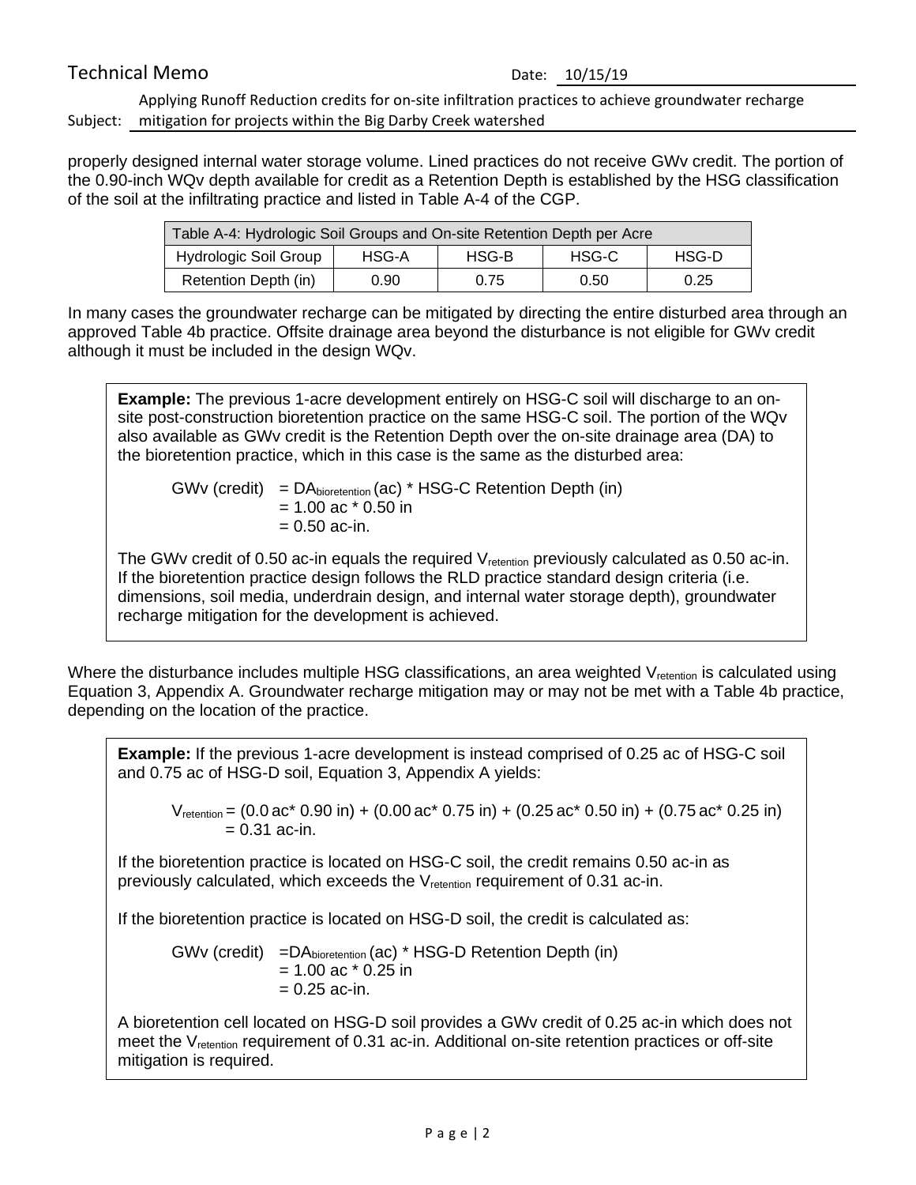properly designed internal water storage volume. Lined practices do not receive GWv credit. The portion of the 0.90-inch WQv depth available for credit as a Retention Depth is established by the HSG classification of the soil at the infiltrating practice and listed in Table A-4 of the CGP.

| Table A-4: Hydrologic Soil Groups and On-site Retention Depth per Acre | | | | |
|---|---|---|---|---|
| Hydrologic Soil Group | HSG-A | HSG-B | HSG-C | HSG-D |
| Retention Depth (in) | 0.90 | 0.75 | 0.50 | 0.25 |

In many cases the groundwater recharge can be mitigated by directing the entire disturbed area through an approved Table 4b practice. Offsite drainage area beyond the disturbance is not eligible for GWv credit although it must be included in the design WQv.

> **Example:** The previous 1-acre development entirely on HSG-C soil will discharge to an on-site post-construction bioretention practice on the same HSG-C soil. The portion of the WQv also available as GWv credit is the Retention Depth over the on-site drainage area (DA) to the bioretention practice, which in this case is the same as the disturbed area:
>
> GWv (credit) $= DA_{bioretention}$ (ac) * HSG-C Retention Depth (in)
> = 1.00 ac * 0.50 in
> = 0.50 ac-in.
>
> The GWv credit of 0.50 ac-in equals the required $V_{retention}$ previously calculated as 0.50 ac-in. If the bioretention practice design follows the RLD practice standard design criteria (i.e. dimensions, soil media, underdrain design, and internal water storage depth), groundwater recharge mitigation for the development is achieved.

Where the disturbance includes multiple HSG classifications, an area weighted $V_{retention}$ is calculated using Equation 3, Appendix A. Groundwater recharge mitigation may or may not be met with a Table 4b practice, depending on the location of the practice.

> **Example:** If the previous 1-acre development is instead comprised of 0.25 ac of HSG-C soil and 0.75 ac of HSG-D soil, Equation 3, Appendix A yields:
>
> $V_{retention}$ = (0.0 ac* 0.90 in) + (0.00 ac* 0.75 in) + (0.25 ac* 0.50 in) + (0.75 ac* 0.25 in)
> = 0.31 ac-in.
>
> If the bioretention practice is located on HSG-C soil, the credit remains 0.50 ac-in as previously calculated, which exceeds the $V_{retention}$ requirement of 0.31 ac-in.
>
> If the bioretention practice is located on HSG-D soil, the credit is calculated as:
>
> GWv (credit) $=DA_{bioretention}$ (ac) * HSG-D Retention Depth (in)
> = 1.00 ac * 0.25 in
> = 0.25 ac-in.
>
> A bioretention cell located on HSG-D soil provides a GWv credit of 0.25 ac-in which does not meet the $V_{retention}$ requirement of 0.31 ac-in. Additional on-site retention practices or off-site mitigation is required.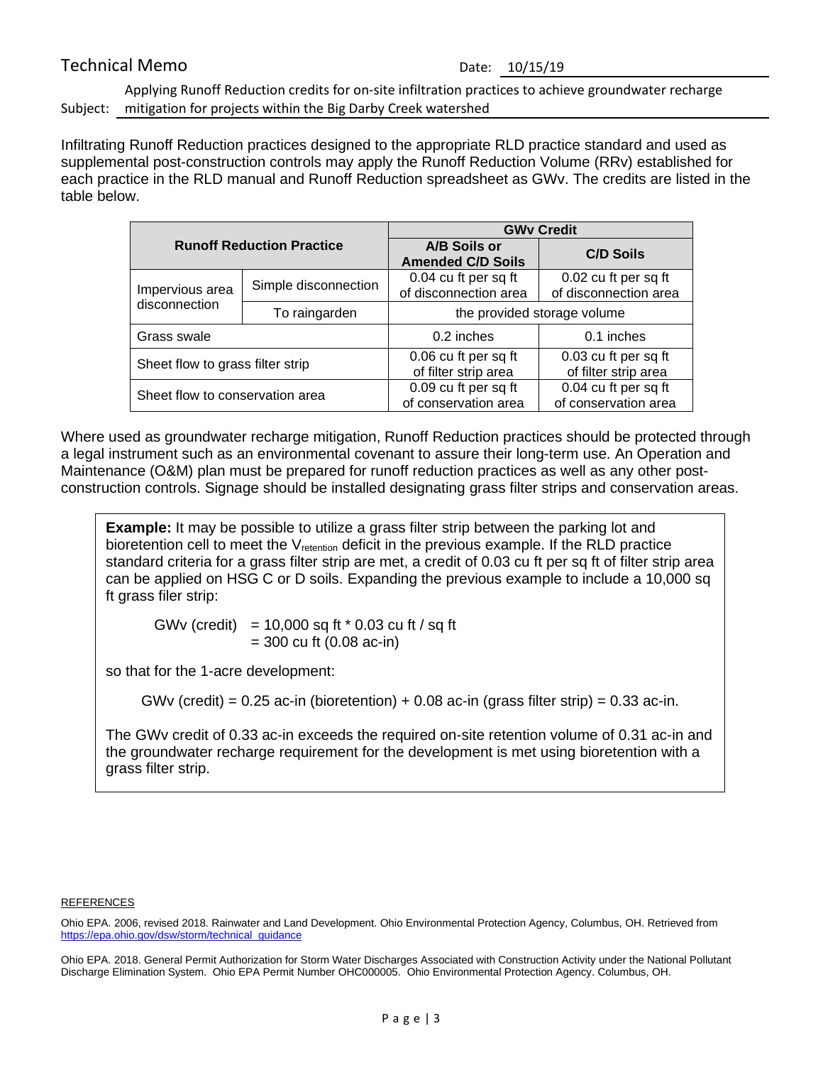Technical Memo

Date: 10/15/19

Subject: Applying Runoff Reduction credits for on-site infiltration practices to achieve groundwater recharge mitigation for projects within the Big Darby Creek watershed

Infiltrating Runoff Reduction practices designed to the appropriate RLD practice standard and used as supplemental post-construction controls may apply the Runoff Reduction Volume (RRv) established for each practice in the RLD manual and Runoff Reduction spreadsheet as GWv. The credits are listed in the table below.

| Runoff Reduction Practice | | GWv Credit | |
|---|---|---|---|
| | | **A/B Soils or Amended C/D Soils** | **C/D Soils** |
| Impervious area disconnection | Simple disconnection | 0.04 cu ft per sq ft of disconnection area | 0.02 cu ft per sq ft of disconnection area |
| | To raingarden | the provided storage volume | |
| Grass swale | | 0.2 inches | 0.1 inches |
| Sheet flow to grass filter strip | | 0.06 cu ft per sq ft of filter strip area | 0.03 cu ft per sq ft of filter strip area |
| Sheet flow to conservation area | | 0.09 cu ft per sq ft of conservation area | 0.04 cu ft per sq ft of conservation area |

Where used as groundwater recharge mitigation, Runoff Reduction practices should be protected through a legal instrument such as an environmental covenant to assure their long-term use. An Operation and Maintenance (O&M) plan must be prepared for runoff reduction practices as well as any other post-construction controls. Signage should be installed designating grass filter strips and conservation areas.

**Example:** It may be possible to utilize a grass filter strip between the parking lot and bioretention cell to meet the $V_{retention}$ deficit in the previous example. If the RLD practice standard criteria for a grass filter strip are met, a credit of 0.03 cu ft per sq ft of filter strip area can be applied on HSG C or D soils. Expanding the previous example to include a 10,000 sq ft grass filer strip:

GWv (credit) = 10,000 sq ft * 0.03 cu ft / sq ft
= 300 cu ft (0.08 ac-in)

so that for the 1-acre development:

GWv (credit) = 0.25 ac-in (bioretention) + 0.08 ac-in (grass filter strip) = 0.33 ac-in.

The GWv credit of 0.33 ac-in exceeds the required on-site retention volume of 0.31 ac-in and the groundwater recharge requirement for the development is met using bioretention with a grass filter strip.

REFERENCES

Ohio EPA. 2006, revised 2018. Rainwater and Land Development. Ohio Environmental Protection Agency, Columbus, OH. Retrieved from https://epa.ohio.gov/dsw/storm/technical_guidance

Ohio EPA. 2018. General Permit Authorization for Storm Water Discharges Associated with Construction Activity under the National Pollutant Discharge Elimination System. Ohio EPA Permit Number OHC000005. Ohio Environmental Protection Agency. Columbus, OH.